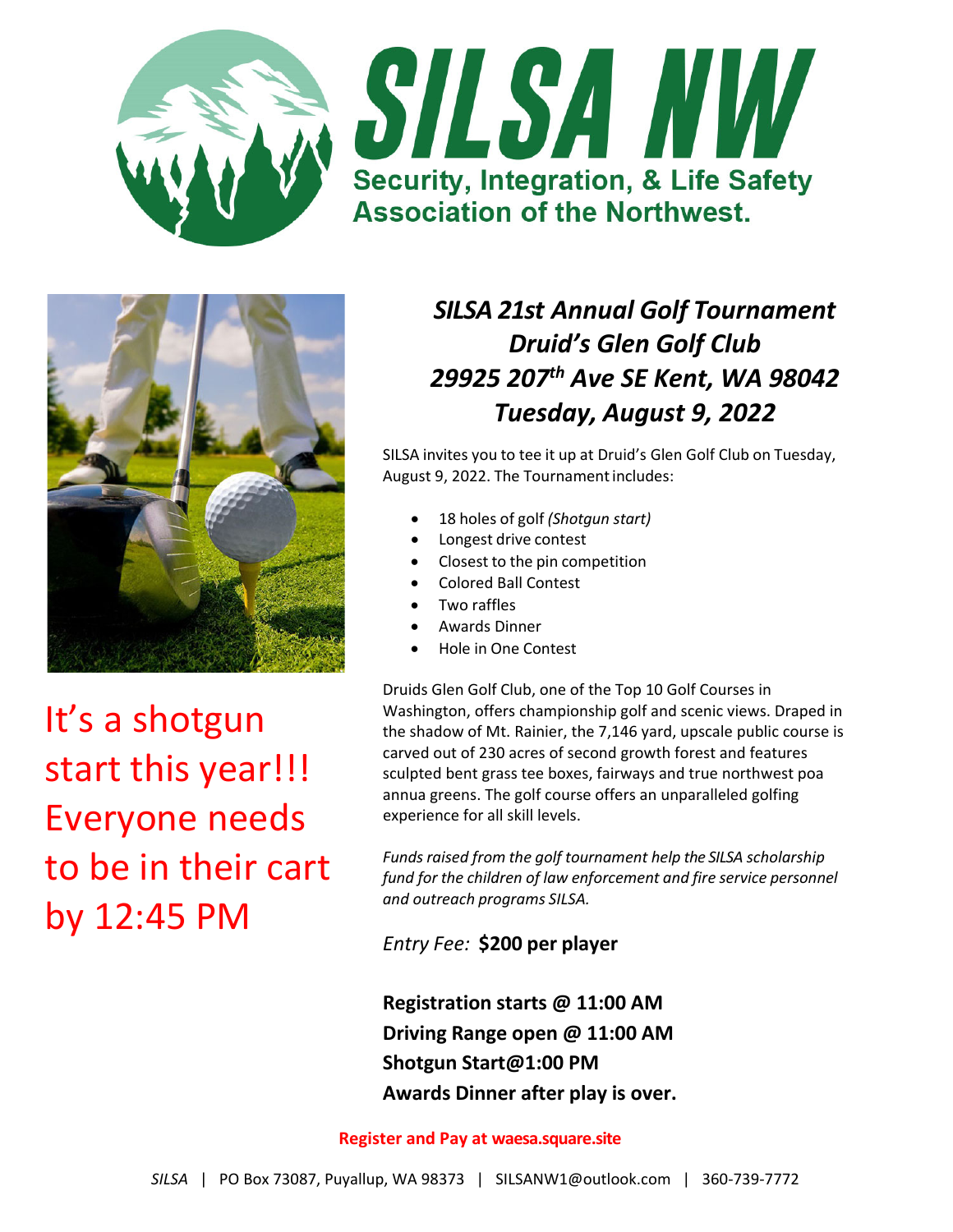# SILSA NW

**Security, Integration, & Life Safety Association of the Northwest.**

## *SILSA 21st Annual Golf Tournament*
## *Druid's Glen Golf Club*
## *29925 207th Ave SE Kent, WA 98042*
## *Tuesday, August 9, 2022*

It's a shotgun start this year!!! Everyone needs to be in their cart by 12:45 PM

SILSA invites you to tee it up at Druid's Glen Golf Club on Tuesday, August 9, 2022. The Tournament includes:

- 18 holes of golf *(Shotgun start)*
- Longest drive contest
- Closest to the pin competition
- Colored Ball Contest
- Two raffles
- Awards Dinner
- Hole in One Contest

Druids Glen Golf Club, one of the Top 10 Golf Courses in Washington, offers championship golf and scenic views. Draped in the shadow of Mt. Rainier, the 7,146 yard, upscale public course is carved out of 230 acres of second growth forest and features sculpted bent grass tee boxes, fairways and true northwest poa annua greens. The golf course offers an unparalleled golfing experience for all skill levels.

*Funds raised from the golf tournament help the SILSA scholarship fund for the children of law enforcement and fire service personnel and outreach programs SILSA.*

*Entry Fee:* **$200 per player**

**Registration starts @ 11:00 AM**
**Driving Range open @ 11:00 AM**
**Shotgun Start@1:00 PM**
**Awards Dinner after play is over.**

**Register and Pay at waesa.square.site**

*SILSA* | PO Box 73087, Puyallup, WA 98373 | SILSANW1@outlook.com | 360-739-7772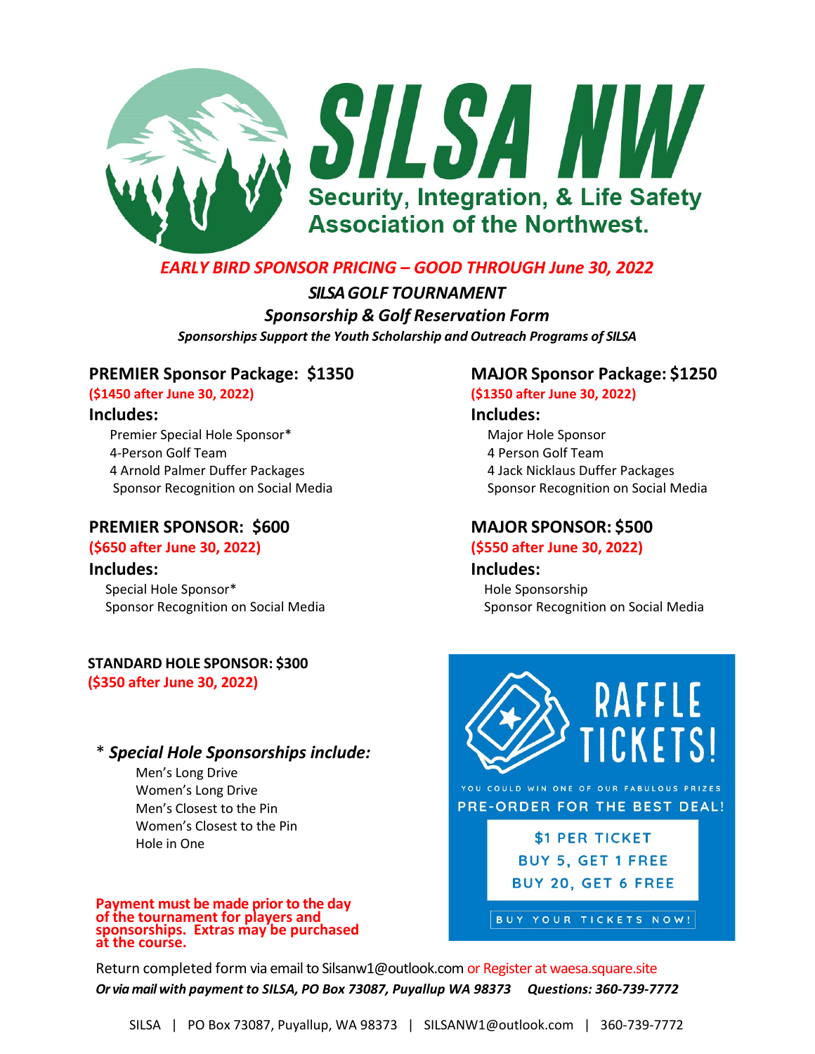# SILSA NW

**Security, Integration, & Life Safety Association of the Northwest.**

***EARLY BIRD SPONSOR PRICING – GOOD THROUGH June 30, 2022***

***SILSA GOLF TOURNAMENT***

***Sponsorship & Golf Reservation Form***

***Sponsorships Support the Youth Scholarship and Outreach Programs of SILSA***

## PREMIER Sponsor Package: $1350

**($1450 after June 30, 2022)**

**Includes:**

- Premier Special Hole Sponsor*
- 4-Person Golf Team
- 4 Arnold Palmer Duffer Packages
- Sponsor Recognition on Social Media

## MAJOR Sponsor Package: $1250

**($1350 after June 30, 2022)**

**Includes:**

- Major Hole Sponsor
- 4 Person Golf Team
- 4 Jack Nicklaus Duffer Packages
- Sponsor Recognition on Social Media

## PREMIER SPONSOR: $600

**($650 after June 30, 2022)**

**Includes:**

- Special Hole Sponsor*
- Sponsor Recognition on Social Media

## MAJOR SPONSOR: $500

**($550 after June 30, 2022)**

**Includes:**

- Hole Sponsorship
- Sponsor Recognition on Social Media

## STANDARD HOLE SPONSOR: $300

**($350 after June 30, 2022)**

### * *Special Hole Sponsorships include:*

- Men's Long Drive
- Women's Long Drive
- Men's Closest to the Pin
- Women's Closest to the Pin
- Hole in One

**Payment must be made prior to the day of the tournament for players and sponsorships. Extras may be purchased at the course.**

## RAFFLE TICKETS!

YOU COULD WIN ONE OF OUR FABULOUS PRIZES

PRE-ORDER FOR THE BEST DEAL!

- $1 PER TICKET
- BUY 5, GET 1 FREE
- BUY 20, GET 6 FREE

BUY YOUR TICKETS NOW!

Return completed form via email to Silsanw1@outlook.com or Register at waesa.square.site

***Or via mail with payment to SILSA, PO Box 73087, Puyallup WA 98373 Questions: 360-739-7772***

SILSA | PO Box 73087, Puyallup, WA 98373 | SILSANW1@outlook.com | 360-739-7772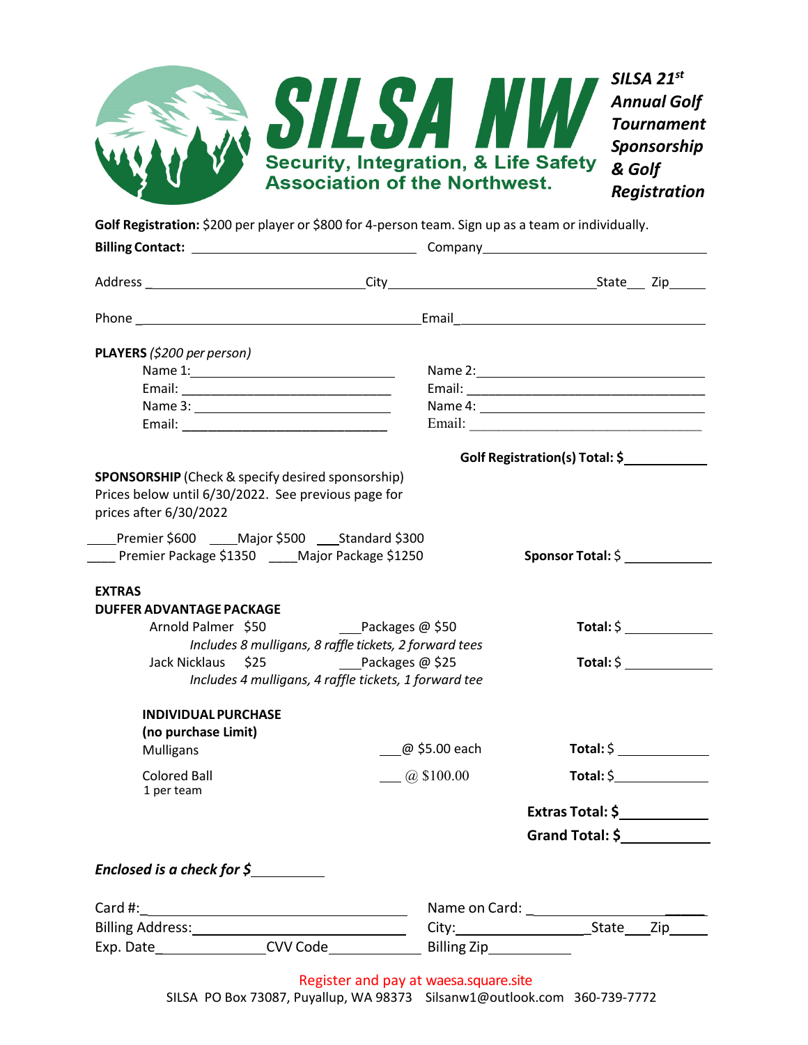# SILSA NW

**Security, Integration, & Life Safety Association of the Northwest.**

***SILSA 21st Annual Golf Tournament Sponsorship & Golf Registration***

**Golf Registration:** $200 per player or $800 for 4-person team. Sign up as a team or individually.

**Billing Contact:** ______________________ Company______________________

Address ______________________City______________________State___ Zip_____

Phone ______________________Email______________________

**PLAYERS** *($200 per person)*

Name 1:______________________ Name 2:______________________

Email: ______________________ Email: ______________________

Name 3: ______________________ Name 4: ______________________

Email: ______________________ Email: ______________________

**Golf Registration(s) Total: $**__________

**SPONSORSHIP** (Check & specify desired sponsorship)
Prices below until 6/30/2022. See previous page for prices after 6/30/2022

____Premier $600 ____Major $500 ___Standard $300

____ Premier Package $1350 ____Major Package $1250

**Sponsor Total:** $ __________

**EXTRAS**

**DUFFER ADVANTAGE PACKAGE**

Arnold Palmer $50 ___Packages @ $50 **Total:** $ __________
*Includes 8 mulligans, 8 raffle tickets, 2 forward tees*

Jack Nicklaus $25 ___Packages @ $25 **Total:** $ __________
*Includes 4 mulligans, 4 raffle tickets, 1 forward tee*

**INDIVIDUAL PURCHASE**
**(no purchase Limit)**

Mulligans ___@ $5.00 each **Total:** $ __________

Colored Ball ___ @ $100.00 **Total:** $__________
1 per team

**Extras Total: $**__________

**Grand Total: $**__________

***Enclosed is a check for $***________

Card #:______________________ Name on Card: ______________________

Billing Address:______________________ City:______________State___Zip_____

Exp. Date__________CVV Code__________ Billing Zip__________

Register and pay at waesa.square.site

SILSA PO Box 73087, Puyallup, WA 98373 Silsanw1@outlook.com 360-739-7772